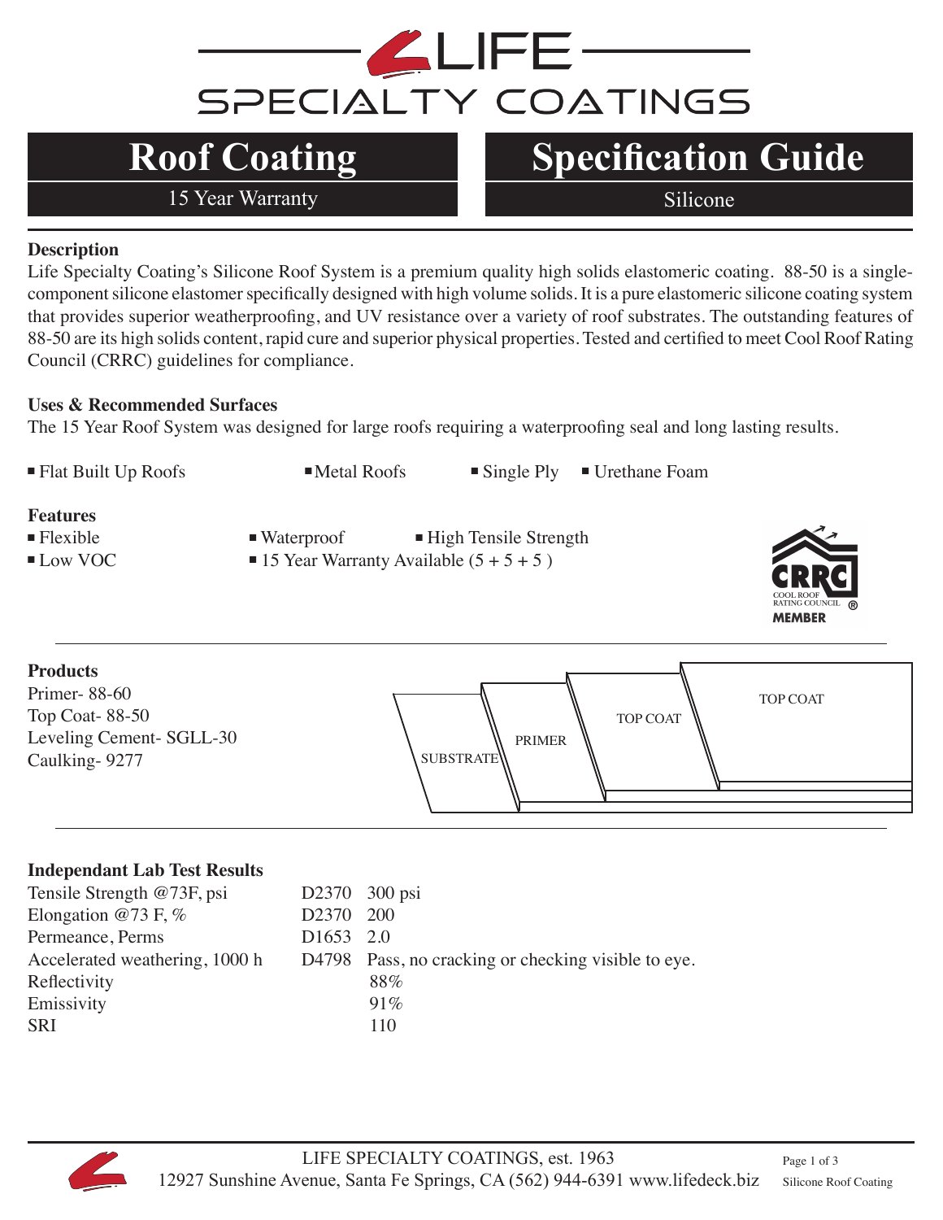# LIFE SPECIALTY COATINGS

## Roof Coating — 15 Year Warranty

## Specification Guide — Silicone

### Description

Life Specialty Coating's Silicone Roof System is a premium quality high solids elastomeric coating. 88-50 is a single-component silicone elastomer specifically designed with high volume solids. It is a pure elastomeric silicone coating system that provides superior weatherproofing, and UV resistance over a variety of roof substrates. The outstanding features of 88-50 are its high solids content, rapid cure and superior physical properties. Tested and certified to meet Cool Roof Rating Council (CRRC) guidelines for compliance.

### Uses & Recommended Surfaces

The 15 Year Roof System was designed for large roofs requiring a waterproofing seal and long lasting results.

- Flat Built Up Roofs
- Metal Roofs
- Single Ply
- Urethane Foam

### Features

- Flexible
- Waterproof
- High Tensile Strength
- Low VOC
- 15 Year Warranty Available (5 + 5 + 5 )

CRRC COOL ROOF RATING COUNCIL® MEMBER

### Products

Primer- 88-60
Top Coat- 88-50
Leveling Cement- SGLL-30
Caulking- 9277

SUBSTRATE | PRIMER | TOP COAT | TOP COAT

### Independant Lab Test Results

| Test | Method | Result |
|---|---|---|
| Tensile Strength @73F, psi | D2370 | 300 psi |
| Elongation @73 F, % | D2370 | 200 |
| Permeance, Perms | D1653 | 2.0 |
| Accelerated weathering, 1000 h | D4798 | Pass, no cracking or checking visible to eye. |
| Reflectivity | | 88% |
| Emissivity | | 91% |
| SRI | | 110 |

LIFE SPECIALTY COATINGS, est. 1963
12927 Sunshine Avenue, Santa Fe Springs, CA (562) 944-6391 www.lifedeck.biz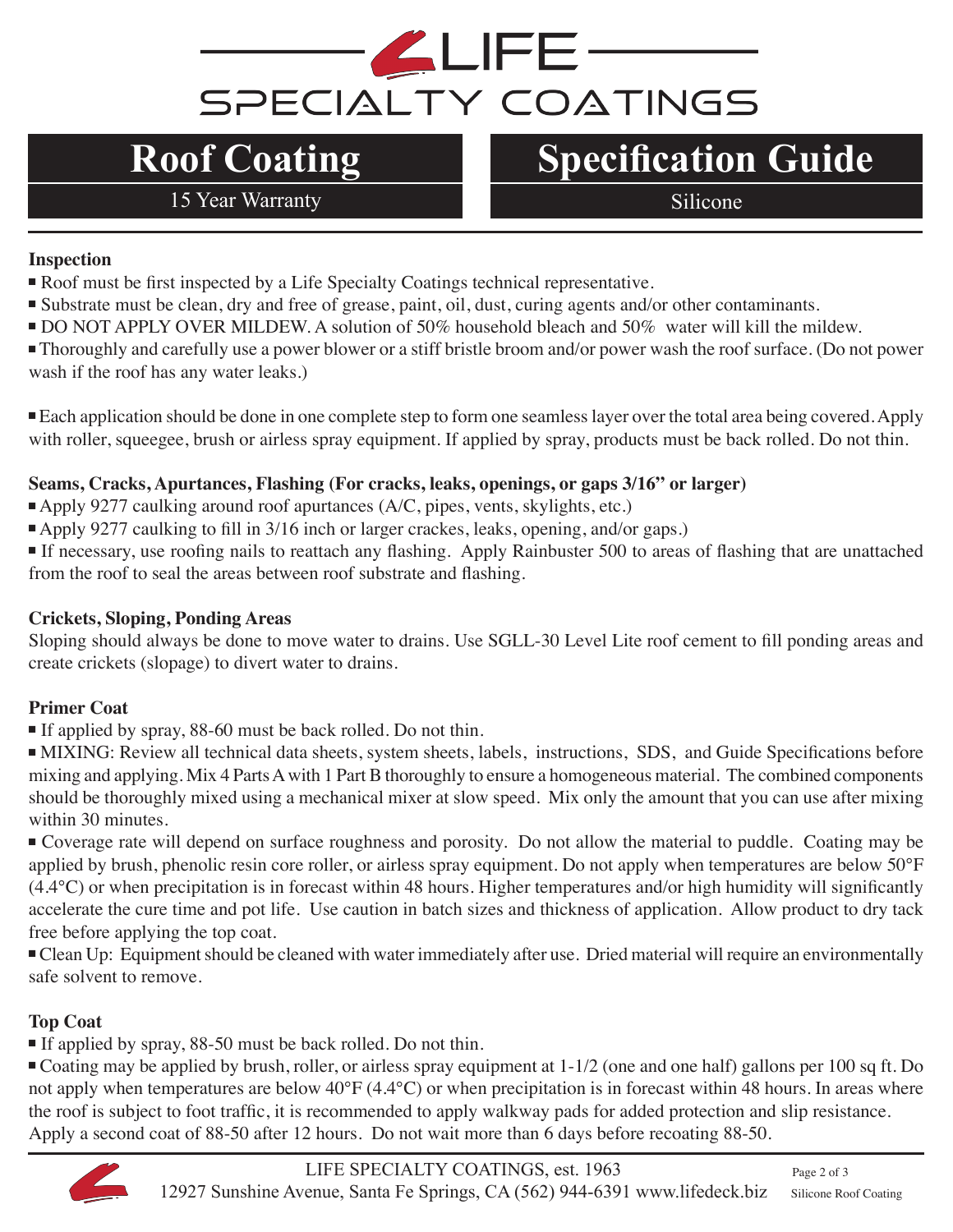# LIFE SPECIALTY COATINGS

## Roof Coating — 15 Year Warranty

## Specification Guide — Silicone

**Inspection**

- Roof must be first inspected by a Life Specialty Coatings technical representative.
- Substrate must be clean, dry and free of grease, paint, oil, dust, curing agents and/or other contaminants.
- DO NOT APPLY OVER MILDEW. A solution of 50% household bleach and 50% water will kill the mildew.
- Thoroughly and carefully use a power blower or a stiff bristle broom and/or power wash the roof surface. (Do not power wash if the roof has any water leaks.)

- Each application should be done in one complete step to form one seamless layer over the total area being covered. Apply with roller, squeegee, brush or airless spray equipment. If applied by spray, products must be back rolled. Do not thin.

**Seams, Cracks, Apurtances, Flashing (For cracks, leaks, openings, or gaps 3/16" or larger)**

- Apply 9277 caulking around roof apurtances (A/C, pipes, vents, skylights, etc.)
- Apply 9277 caulking to fill in 3/16 inch or larger crackes, leaks, opening, and/or gaps.)
- If necessary, use roofing nails to reattach any flashing. Apply Rainbuster 500 to areas of flashing that are unattached from the roof to seal the areas between roof substrate and flashing.

**Crickets, Sloping, Ponding Areas**

Sloping should always be done to move water to drains. Use SGLL-30 Level Lite roof cement to fill ponding areas and create crickets (slopage) to divert water to drains.

**Primer Coat**

- If applied by spray, 88-60 must be back rolled. Do not thin.
- MIXING: Review all technical data sheets, system sheets, labels, instructions, SDS, and Guide Specifications before mixing and applying. Mix 4 Parts A with 1 Part B thoroughly to ensure a homogeneous material. The combined components should be thoroughly mixed using a mechanical mixer at slow speed. Mix only the amount that you can use after mixing within 30 minutes.
- Coverage rate will depend on surface roughness and porosity. Do not allow the material to puddle. Coating may be applied by brush, phenolic resin core roller, or airless spray equipment. Do not apply when temperatures are below 50°F (4.4°C) or when precipitation is in forecast within 48 hours. Higher temperatures and/or high humidity will significantly accelerate the cure time and pot life. Use caution in batch sizes and thickness of application. Allow product to dry tack free before applying the top coat.
- Clean Up: Equipment should be cleaned with water immediately after use. Dried material will require an environmentally safe solvent to remove.

**Top Coat**

- If applied by spray, 88-50 must be back rolled. Do not thin.
- Coating may be applied by brush, roller, or airless spray equipment at 1-1/2 (one and one half) gallons per 100 sq ft. Do not apply when temperatures are below 40°F (4.4°C) or when precipitation is in forecast within 48 hours. In areas where the roof is subject to foot traffic, it is recommended to apply walkway pads for added protection and slip resistance. Apply a second coat of 88-50 after 12 hours. Do not wait more than 6 days before recoating 88-50.

LIFE SPECIALTY COATINGS, est. 1963
12927 Sunshine Avenue, Santa Fe Springs, CA (562) 944-6391 www.lifedeck.biz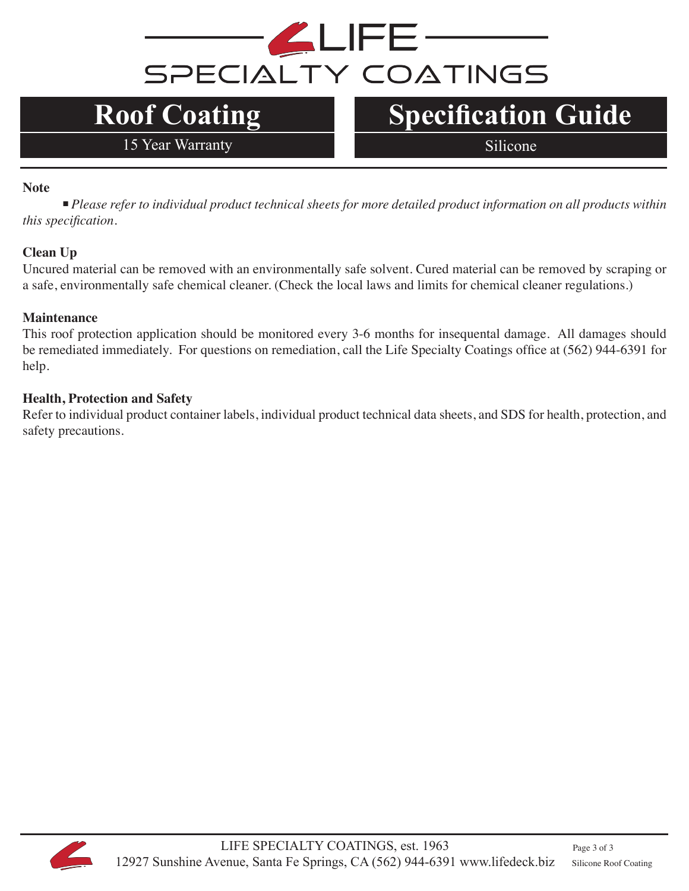**Note**

▪ *Please refer to individual product technical sheets for more detailed product information on all products within this specification.*

**Clean Up**

Uncured material can be removed with an environmentally safe solvent. Cured material can be removed by scraping or a safe, environmentally safe chemical cleaner. (Check the local laws and limits for chemical cleaner regulations.)

**Maintenance**

This roof protection application should be monitored every 3-6 months for insequental damage. All damages should be remediated immediately. For questions on remediation, call the Life Specialty Coatings office at (562) 944-6391 for help.

**Health, Protection and Safety**

Refer to individual product container labels, individual product technical data sheets, and SDS for health, protection, and safety precautions.